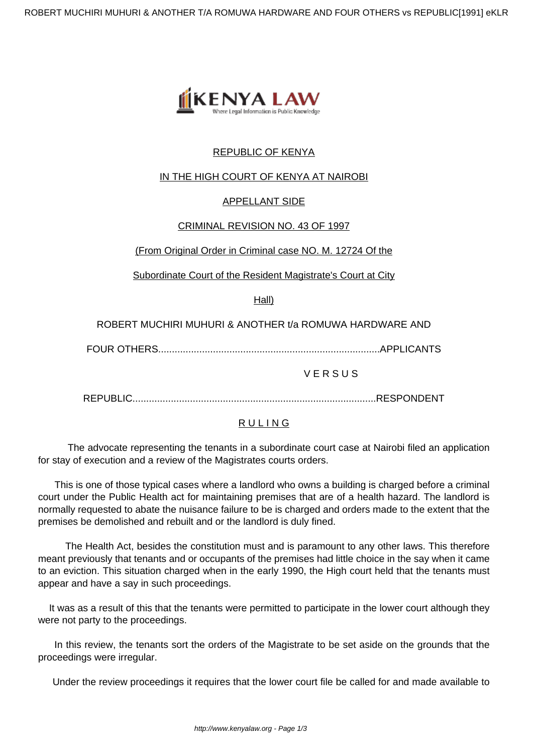REPUBLIC OF KENYA

IN THE HIGH COURT OF KENYA AT NAIROBI

APPELLANT SIDE

CRIMINAL REVISION NO. 43 OF 1997

(From Original Order in Criminal case NO. M. 12724 Of the Subordinate Court of the Resident Magistrate's Court at City Hall)

ROBERT MUCHIRI MUHURI & ANOTHER t/a ROMUWA HARDWARE AND FOUR OTHERS.................................................................................APPLICANTS

V E R S U S

REPUBLIC.........................................................................................RESPONDENT

## R U L I N G

The advocate representing the tenants in a subordinate court case at Nairobi filed an application for stay of execution and a review of the Magistrates courts orders.

This is one of those typical cases where a landlord who owns a building is charged before a criminal court under the Public Health act for maintaining premises that are of a health hazard. The landlord is normally requested to abate the nuisance failure to be is charged and orders made to the extent that the premises be demolished and rebuilt and or the landlord is duly fined.

The Health Act, besides the constitution must and is paramount to any other laws. This therefore meant previously that tenants and or occupants of the premises had little choice in the say when it came to an eviction. This situation charged when in the early 1990, the High court held that the tenants must appear and have a say in such proceedings.

It was as a result of this that the tenants were permitted to participate in the lower court although they were not party to the proceedings.

In this review, the tenants sort the orders of the Magistrate to be set aside on the grounds that the proceedings were irregular.

Under the review proceedings it requires that the lower court file be called for and made available to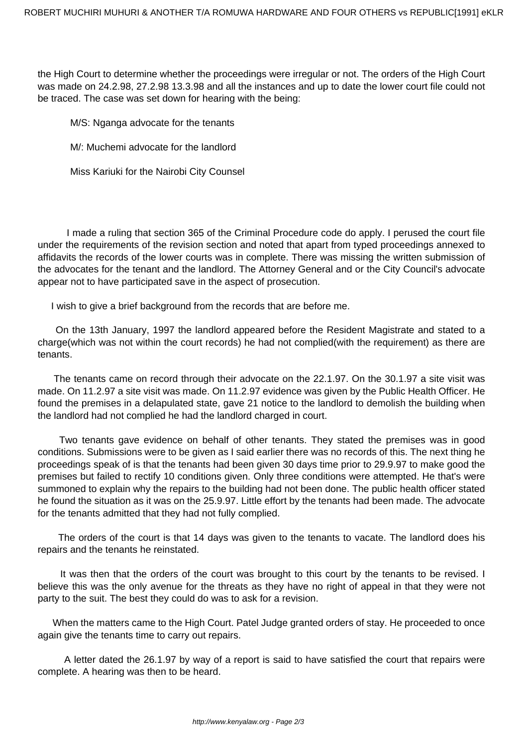the High Court to determine whether the proceedings were irregular or not. The orders of the High Court was made on 24.2.98, 27.2.98 13.3.98 and all the instances and up to date the lower court file could not be traced. The case was set down for hearing with the being:

M/S: Nganga advocate for the tenants

M/: Muchemi advocate for the landlord

Miss Kariuki for the Nairobi City Counsel

I made a ruling that section 365 of the Criminal Procedure code do apply. I perused the court file under the requirements of the revision section and noted that apart from typed proceedings annexed to affidavits the records of the lower courts was in complete. There was missing the written submission of the advocates for the tenant and the landlord. The Attorney General and or the City Council's advocate appear not to have participated save in the aspect of prosecution.

I wish to give a brief background from the records that are before me.

On the 13th January, 1997 the landlord appeared before the Resident Magistrate and stated to a charge(which was not within the court records) he had not complied(with the requirement) as there are tenants.

The tenants came on record through their advocate on the 22.1.97. On the 30.1.97 a site visit was made. On 11.2.97 a site visit was made. On 11.2.97 evidence was given by the Public Health Officer. He found the premises in a delapulated state, gave 21 notice to the landlord to demolish the building when the landlord had not complied he had the landlord charged in court.

Two tenants gave evidence on behalf of other tenants. They stated the premises was in good conditions. Submissions were to be given as I said earlier there was no records of this. The next thing he proceedings speak of is that the tenants had been given 30 days time prior to 29.9.97 to make good the premises but failed to rectify 10 conditions given. Only three conditions were attempted. He that's were summoned to explain why the repairs to the building had not been done. The public health officer stated he found the situation as it was on the 25.9.97. Little effort by the tenants had been made. The advocate for the tenants admitted that they had not fully complied.

The orders of the court is that 14 days was given to the tenants to vacate. The landlord does his repairs and the tenants he reinstated.

It was then that the orders of the court was brought to this court by the tenants to be revised. I believe this was the only avenue for the threats as they have no right of appeal in that they were not party to the suit. The best they could do was to ask for a revision.

When the matters came to the High Court. Patel Judge granted orders of stay. He proceeded to once again give the tenants time to carry out repairs.

A letter dated the 26.1.97 by way of a report is said to have satisfied the court that repairs were complete. A hearing was then to be heard.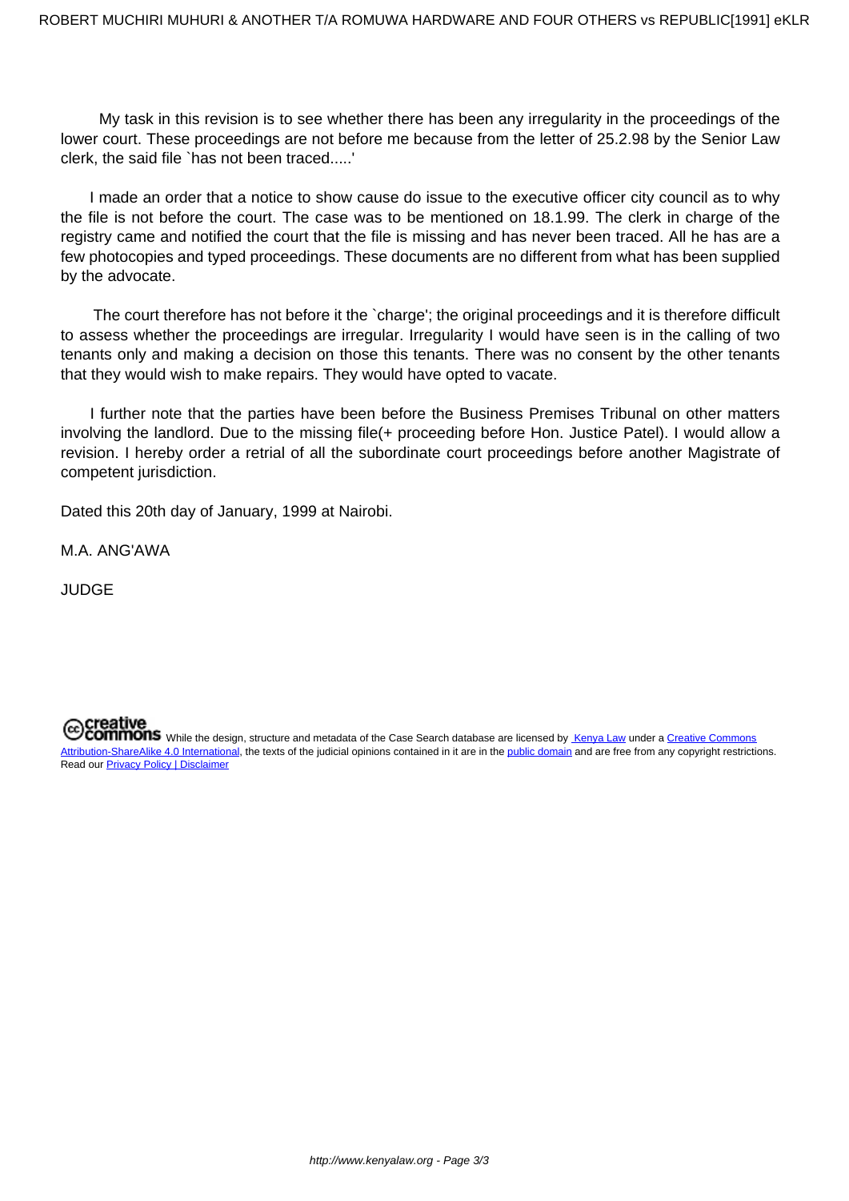My task in this revision is to see whether there has been any irregularity in the proceedings of the lower court. These proceedings are not before me because from the letter of 25.2.98 by the Senior Law clerk, the said file `has not been traced.....'

I made an order that a notice to show cause do issue to the executive officer city council as to why the file is not before the court. The case was to be mentioned on 18.1.99. The clerk in charge of the registry came and notified the court that the file is missing and has never been traced. All he has are a few photocopies and typed proceedings. These documents are no different from what has been supplied by the advocate.

The court therefore has not before it the `charge'; the original proceedings and it is therefore difficult to assess whether the proceedings are irregular. Irregularity I would have seen is in the calling of two tenants only and making a decision on those this tenants. There was no consent by the other tenants that they would wish to make repairs. They would have opted to vacate.

I further note that the parties have been before the Business Premises Tribunal on other matters involving the landlord. Due to the missing file(+ proceeding before Hon. Justice Patel). I would allow a revision. I hereby order a retrial of all the subordinate court proceedings before another Magistrate of competent jurisdiction.

Dated this 20th day of January, 1999 at Nairobi.

M.A. ANG'AWA

JUDGE

While the design, structure and metadata of the Case Search database are licensed by Kenya Law under a Creative Commons Attribution-ShareAlike 4.0 International, the texts of the judicial opinions contained in it are in the public domain and are free from any copyright restrictions. Read our Privacy Policy | Disclaimer